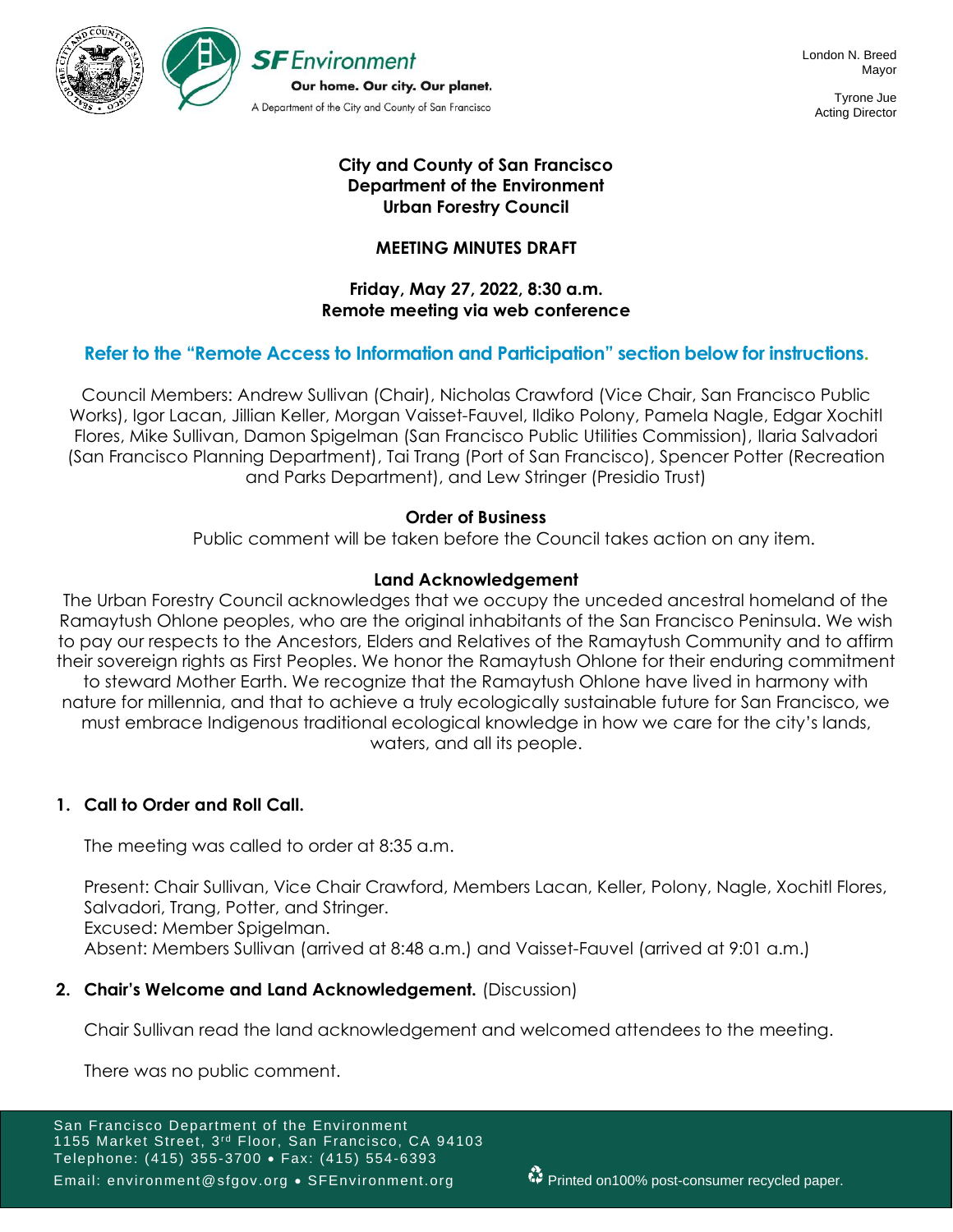SF Environment
Our home. Our city. Our planet.
A Department of the City and County of San Francisco

London N. Breed
Mayor

Tyrone Jue
Acting Director

**City and County of San Francisco**
**Department of the Environment**
**Urban Forestry Council**

**MEETING MINUTES DRAFT**

**Friday, May 27, 2022, 8:30 a.m.**
**Remote meeting via web conference**

**Refer to the "Remote Access to Information and Participation" section below for instructions.**

Council Members: Andrew Sullivan (Chair), Nicholas Crawford (Vice Chair, San Francisco Public Works), Igor Lacan, Jillian Keller, Morgan Vaisset-Fauvel, Ildiko Polony, Pamela Nagle, Edgar Xochitl Flores, Mike Sullivan, Damon Spigelman (San Francisco Public Utilities Commission), Ilaria Salvadori (San Francisco Planning Department), Tai Trang (Port of San Francisco), Spencer Potter (Recreation and Parks Department), and Lew Stringer (Presidio Trust)

**Order of Business**

Public comment will be taken before the Council takes action on any item.

**Land Acknowledgement**

The Urban Forestry Council acknowledges that we occupy the unceded ancestral homeland of the Ramaytush Ohlone peoples, who are the original inhabitants of the San Francisco Peninsula. We wish to pay our respects to the Ancestors, Elders and Relatives of the Ramaytush Community and to affirm their sovereign rights as First Peoples. We honor the Ramaytush Ohlone for their enduring commitment to steward Mother Earth. We recognize that the Ramaytush Ohlone have lived in harmony with nature for millennia, and that to achieve a truly ecologically sustainable future for San Francisco, we must embrace Indigenous traditional ecological knowledge in how we care for the city's lands, waters, and all its people.

1. **Call to Order and Roll Call.**

   The meeting was called to order at 8:35 a.m.

   Present: Chair Sullivan, Vice Chair Crawford, Members Lacan, Keller, Polony, Nagle, Xochitl Flores, Salvadori, Trang, Potter, and Stringer.
   Excused: Member Spigelman.
   Absent: Members Sullivan (arrived at 8:48 a.m.) and Vaisset-Fauvel (arrived at 9:01 a.m.)

2. **Chair's Welcome and Land Acknowledgement.** (Discussion)

   Chair Sullivan read the land acknowledgement and welcomed attendees to the meeting.

   There was no public comment.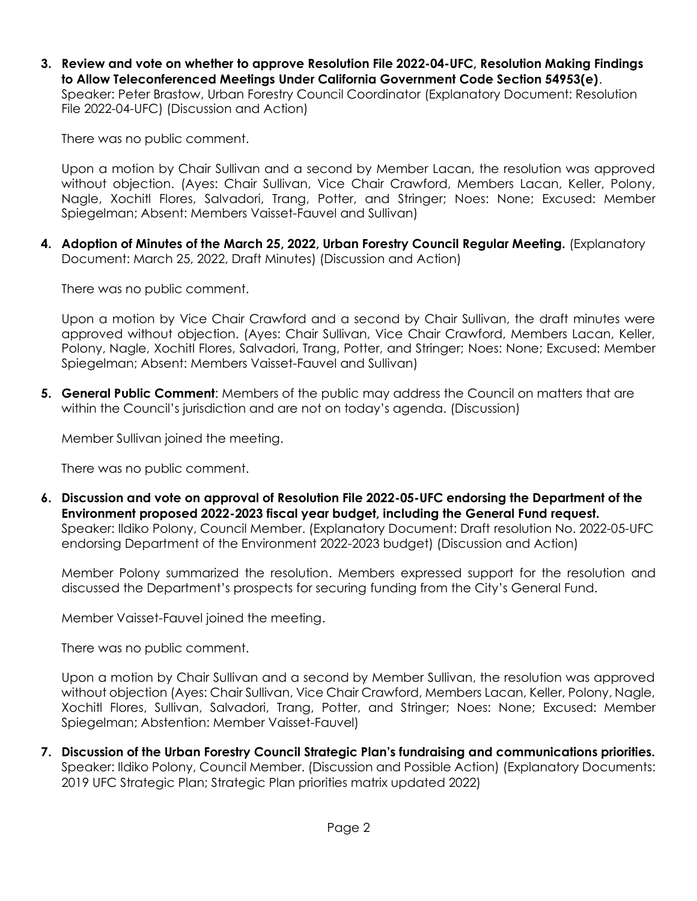3. **Review and vote on whether to approve Resolution File 2022-04-UFC, Resolution Making Findings to Allow Teleconferenced Meetings Under California Government Code Section 54953(e)**. Speaker: Peter Brastow, Urban Forestry Council Coordinator (Explanatory Document: Resolution File 2022-04-UFC) (Discussion and Action)

   There was no public comment.

   Upon a motion by Chair Sullivan and a second by Member Lacan, the resolution was approved without objection. (Ayes: Chair Sullivan, Vice Chair Crawford, Members Lacan, Keller, Polony, Nagle, Xochitl Flores, Salvadori, Trang, Potter, and Stringer; Noes: None; Excused: Member Spiegelman; Absent: Members Vaisset-Fauvel and Sullivan)

4. **Adoption of Minutes of the March 25, 2022, Urban Forestry Council Regular Meeting.** (Explanatory Document: March 25, 2022, Draft Minutes) (Discussion and Action)

   There was no public comment.

   Upon a motion by Vice Chair Crawford and a second by Chair Sullivan, the draft minutes were approved without objection. (Ayes: Chair Sullivan, Vice Chair Crawford, Members Lacan, Keller, Polony, Nagle, Xochitl Flores, Salvadori, Trang, Potter, and Stringer; Noes: None; Excused: Member Spiegelman; Absent: Members Vaisset-Fauvel and Sullivan)

5. **General Public Comment**: Members of the public may address the Council on matters that are within the Council's jurisdiction and are not on today's agenda. (Discussion)

   Member Sullivan joined the meeting.

   There was no public comment.

6. **Discussion and vote on approval of Resolution File 2022-05-UFC endorsing the Department of the Environment proposed 2022-2023 fiscal year budget, including the General Fund request.** Speaker: Ildiko Polony, Council Member. (Explanatory Document: Draft resolution No. 2022-05-UFC endorsing Department of the Environment 2022-2023 budget) (Discussion and Action)

   Member Polony summarized the resolution. Members expressed support for the resolution and discussed the Department's prospects for securing funding from the City's General Fund.

   Member Vaisset-Fauvel joined the meeting.

   There was no public comment.

   Upon a motion by Chair Sullivan and a second by Member Sullivan, the resolution was approved without objection (Ayes: Chair Sullivan, Vice Chair Crawford, Members Lacan, Keller, Polony, Nagle, Xochitl Flores, Sullivan, Salvadori, Trang, Potter, and Stringer; Noes: None; Excused: Member Spiegelman; Abstention: Member Vaisset-Fauvel)

7. **Discussion of the Urban Forestry Council Strategic Plan's fundraising and communications priorities.** Speaker: Ildiko Polony, Council Member. (Discussion and Possible Action) (Explanatory Documents: 2019 UFC Strategic Plan; Strategic Plan priorities matrix updated 2022)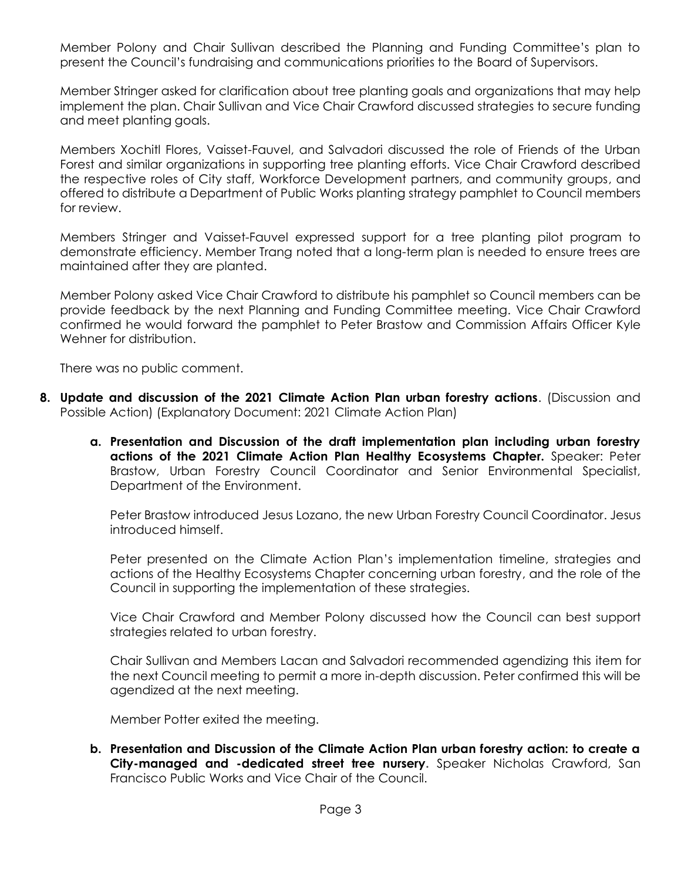Member Polony and Chair Sullivan described the Planning and Funding Committee's plan to present the Council's fundraising and communications priorities to the Board of Supervisors.

Member Stringer asked for clarification about tree planting goals and organizations that may help implement the plan. Chair Sullivan and Vice Chair Crawford discussed strategies to secure funding and meet planting goals.

Members Xochitl Flores, Vaisset-Fauvel, and Salvadori discussed the role of Friends of the Urban Forest and similar organizations in supporting tree planting efforts. Vice Chair Crawford described the respective roles of City staff, Workforce Development partners, and community groups, and offered to distribute a Department of Public Works planting strategy pamphlet to Council members for review.

Members Stringer and Vaisset-Fauvel expressed support for a tree planting pilot program to demonstrate efficiency. Member Trang noted that a long-term plan is needed to ensure trees are maintained after they are planted.

Member Polony asked Vice Chair Crawford to distribute his pamphlet so Council members can be provide feedback by the next Planning and Funding Committee meeting. Vice Chair Crawford confirmed he would forward the pamphlet to Peter Brastow and Commission Affairs Officer Kyle Wehner for distribution.

There was no public comment.

8. **Update and discussion of the 2021 Climate Action Plan urban forestry actions**. (Discussion and Possible Action) (Explanatory Document: 2021 Climate Action Plan)

    a. **Presentation and Discussion of the draft implementation plan including urban forestry actions of the 2021 Climate Action Plan Healthy Ecosystems Chapter.** Speaker: Peter Brastow, Urban Forestry Council Coordinator and Senior Environmental Specialist, Department of the Environment.

    Peter Brastow introduced Jesus Lozano, the new Urban Forestry Council Coordinator. Jesus introduced himself.

    Peter presented on the Climate Action Plan's implementation timeline, strategies and actions of the Healthy Ecosystems Chapter concerning urban forestry, and the role of the Council in supporting the implementation of these strategies.

    Vice Chair Crawford and Member Polony discussed how the Council can best support strategies related to urban forestry.

    Chair Sullivan and Members Lacan and Salvadori recommended agendizing this item for the next Council meeting to permit a more in-depth discussion. Peter confirmed this will be agendized at the next meeting.

    Member Potter exited the meeting.

    b. **Presentation and Discussion of the Climate Action Plan urban forestry action: to create a City-managed and -dedicated street tree nursery.** Speaker Nicholas Crawford, San Francisco Public Works and Vice Chair of the Council.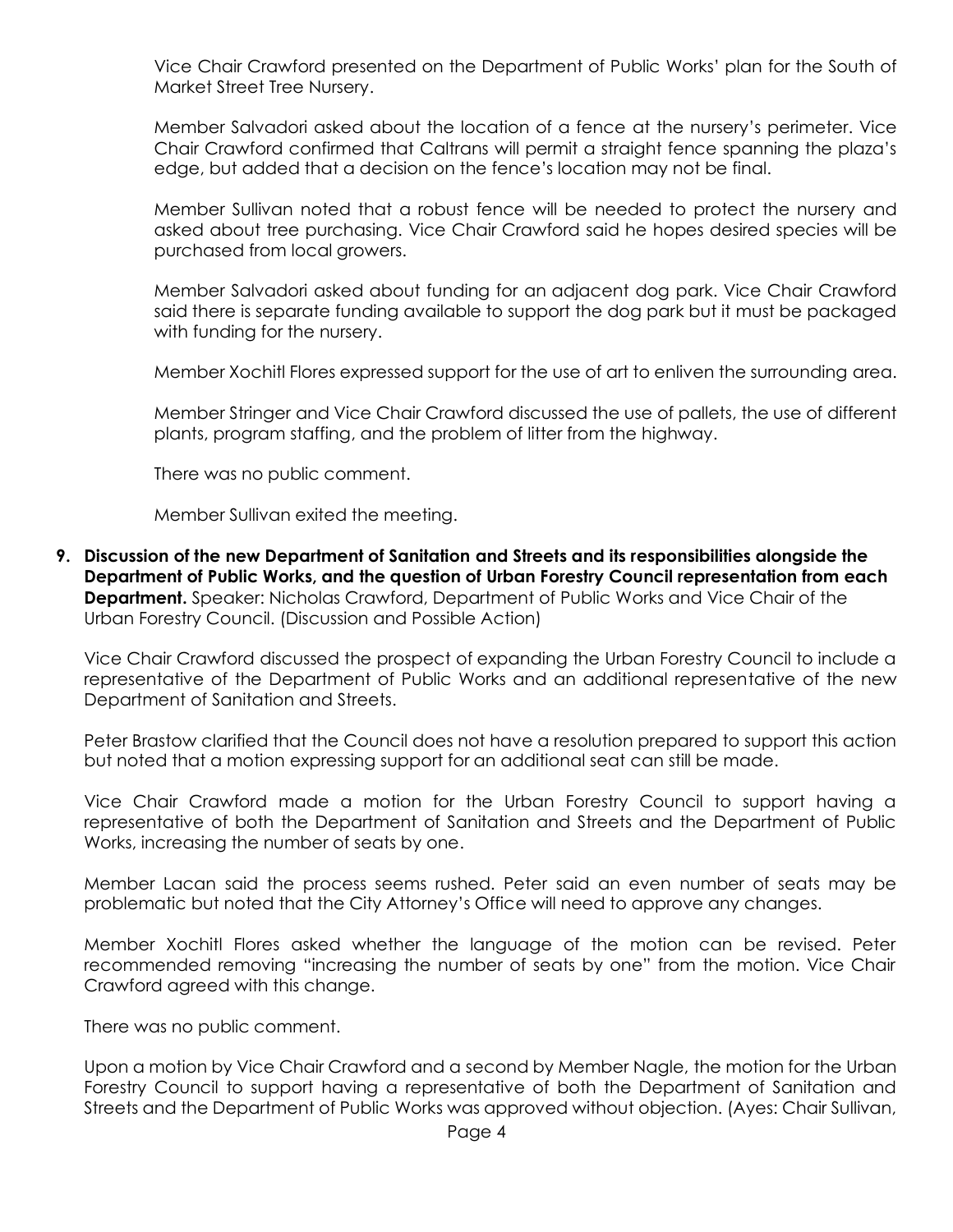Vice Chair Crawford presented on the Department of Public Works' plan for the South of Market Street Tree Nursery.

Member Salvadori asked about the location of a fence at the nursery's perimeter. Vice Chair Crawford confirmed that Caltrans will permit a straight fence spanning the plaza's edge, but added that a decision on the fence's location may not be final.

Member Sullivan noted that a robust fence will be needed to protect the nursery and asked about tree purchasing. Vice Chair Crawford said he hopes desired species will be purchased from local growers.

Member Salvadori asked about funding for an adjacent dog park. Vice Chair Crawford said there is separate funding available to support the dog park but it must be packaged with funding for the nursery.

Member Xochitl Flores expressed support for the use of art to enliven the surrounding area.

Member Stringer and Vice Chair Crawford discussed the use of pallets, the use of different plants, program staffing, and the problem of litter from the highway.

There was no public comment.

Member Sullivan exited the meeting.

9. **Discussion of the new Department of Sanitation and Streets and its responsibilities alongside the Department of Public Works, and the question of Urban Forestry Council representation from each Department.** Speaker: Nicholas Crawford, Department of Public Works and Vice Chair of the Urban Forestry Council. (Discussion and Possible Action)

Vice Chair Crawford discussed the prospect of expanding the Urban Forestry Council to include a representative of the Department of Public Works and an additional representative of the new Department of Sanitation and Streets.

Peter Brastow clarified that the Council does not have a resolution prepared to support this action but noted that a motion expressing support for an additional seat can still be made.

Vice Chair Crawford made a motion for the Urban Forestry Council to support having a representative of both the Department of Sanitation and Streets and the Department of Public Works, increasing the number of seats by one.

Member Lacan said the process seems rushed. Peter said an even number of seats may be problematic but noted that the City Attorney's Office will need to approve any changes.

Member Xochitl Flores asked whether the language of the motion can be revised. Peter recommended removing "increasing the number of seats by one" from the motion. Vice Chair Crawford agreed with this change.

There was no public comment.

Upon a motion by Vice Chair Crawford and a second by Member Nagle, the motion for the Urban Forestry Council to support having a representative of both the Department of Sanitation and Streets and the Department of Public Works was approved without objection. (Ayes: Chair Sullivan,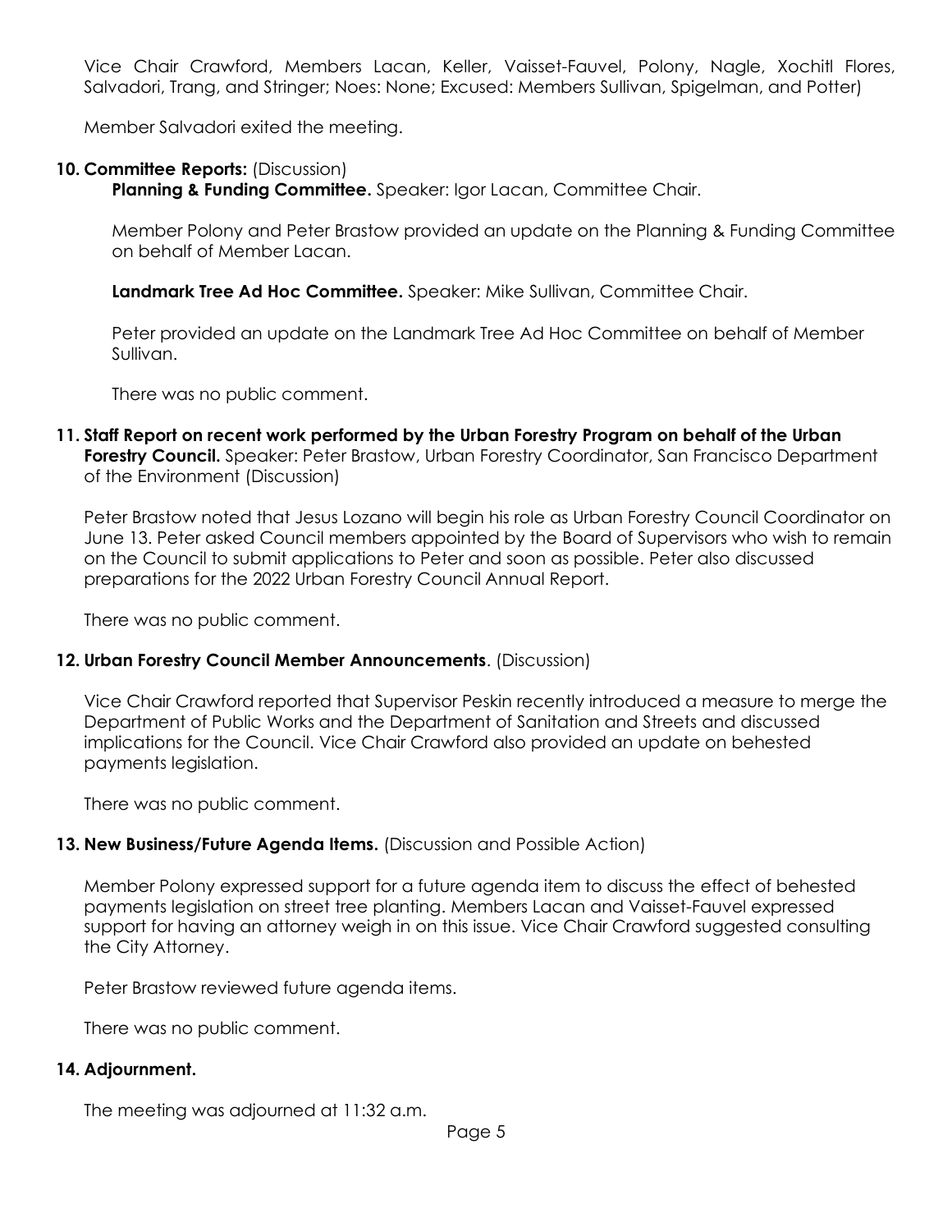Vice Chair Crawford, Members Lacan, Keller, Vaisset-Fauvel, Polony, Nagle, Xochitl Flores, Salvadori, Trang, and Stringer; Noes: None; Excused: Members Sullivan, Spigelman, and Potter)

Member Salvadori exited the meeting.

**10. Committee Reports:** (Discussion)

**Planning & Funding Committee.** Speaker: Igor Lacan, Committee Chair.

Member Polony and Peter Brastow provided an update on the Planning & Funding Committee on behalf of Member Lacan.

**Landmark Tree Ad Hoc Committee.** Speaker: Mike Sullivan, Committee Chair.

Peter provided an update on the Landmark Tree Ad Hoc Committee on behalf of Member Sullivan.

There was no public comment.

**11. Staff Report on recent work performed by the Urban Forestry Program on behalf of the Urban Forestry Council.** Speaker: Peter Brastow, Urban Forestry Coordinator, San Francisco Department of the Environment (Discussion)

Peter Brastow noted that Jesus Lozano will begin his role as Urban Forestry Council Coordinator on June 13. Peter asked Council members appointed by the Board of Supervisors who wish to remain on the Council to submit applications to Peter and soon as possible. Peter also discussed preparations for the 2022 Urban Forestry Council Annual Report.

There was no public comment.

**12. Urban Forestry Council Member Announcements**. (Discussion)

Vice Chair Crawford reported that Supervisor Peskin recently introduced a measure to merge the Department of Public Works and the Department of Sanitation and Streets and discussed implications for the Council. Vice Chair Crawford also provided an update on behested payments legislation.

There was no public comment.

**13. New Business/Future Agenda Items.** (Discussion and Possible Action)

Member Polony expressed support for a future agenda item to discuss the effect of behested payments legislation on street tree planting. Members Lacan and Vaisset-Fauvel expressed support for having an attorney weigh in on this issue. Vice Chair Crawford suggested consulting the City Attorney.

Peter Brastow reviewed future agenda items.

There was no public comment.

**14. Adjournment.**

The meeting was adjourned at 11:32 a.m.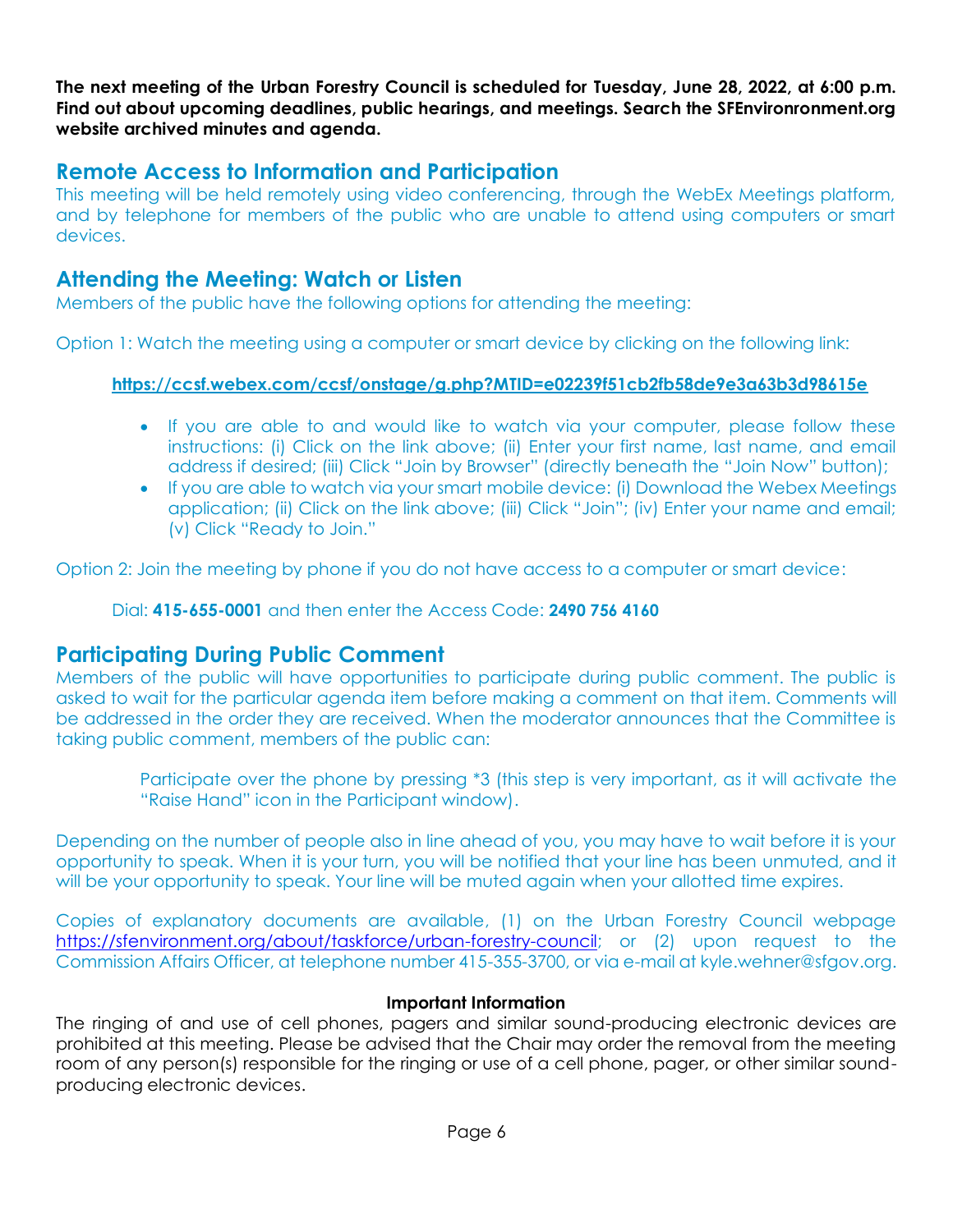**The next meeting of the Urban Forestry Council is scheduled for Tuesday, June 28, 2022, at 6:00 p.m. Find out about upcoming deadlines, public hearings, and meetings. Search the SFEnvironronment.org website archived minutes and agenda.**

## Remote Access to Information and Participation

This meeting will be held remotely using video conferencing, through the WebEx Meetings platform, and by telephone for members of the public who are unable to attend using computers or smart devices.

## Attending the Meeting: Watch or Listen

Members of the public have the following options for attending the meeting:

Option 1: Watch the meeting using a computer or smart device by clicking on the following link:

**https://ccsf.webex.com/ccsf/onstage/g.php?MTID=e02239f51cb2fb58de9e3a63b3d98615e**

- If you are able to and would like to watch via your computer, please follow these instructions: (i) Click on the link above; (ii) Enter your first name, last name, and email address if desired; (iii) Click "Join by Browser" (directly beneath the "Join Now" button);
- If you are able to watch via your smart mobile device: (i) Download the Webex Meetings application; (ii) Click on the link above; (iii) Click "Join"; (iv) Enter your name and email; (v) Click "Ready to Join."

Option 2: Join the meeting by phone if you do not have access to a computer or smart device:

Dial: **415-655-0001** and then enter the Access Code: **2490 756 4160**

## Participating During Public Comment

Members of the public will have opportunities to participate during public comment. The public is asked to wait for the particular agenda item before making a comment on that item. Comments will be addressed in the order they are received. When the moderator announces that the Committee is taking public comment, members of the public can:

Participate over the phone by pressing *3 (this step is very important, as it will activate the "Raise Hand" icon in the Participant window).

Depending on the number of people also in line ahead of you, you may have to wait before it is your opportunity to speak. When it is your turn, you will be notified that your line has been unmuted, and it will be your opportunity to speak. Your line will be muted again when your allotted time expires.

Copies of explanatory documents are available, (1) on the Urban Forestry Council webpage https://sfenvironment.org/about/taskforce/urban-forestry-council; or (2) upon request to the Commission Affairs Officer, at telephone number 415-355-3700, or via e-mail at kyle.wehner@sfgov.org.

**Important Information**

The ringing of and use of cell phones, pagers and similar sound-producing electronic devices are prohibited at this meeting. Please be advised that the Chair may order the removal from the meeting room of any person(s) responsible for the ringing or use of a cell phone, pager, or other similar sound-producing electronic devices.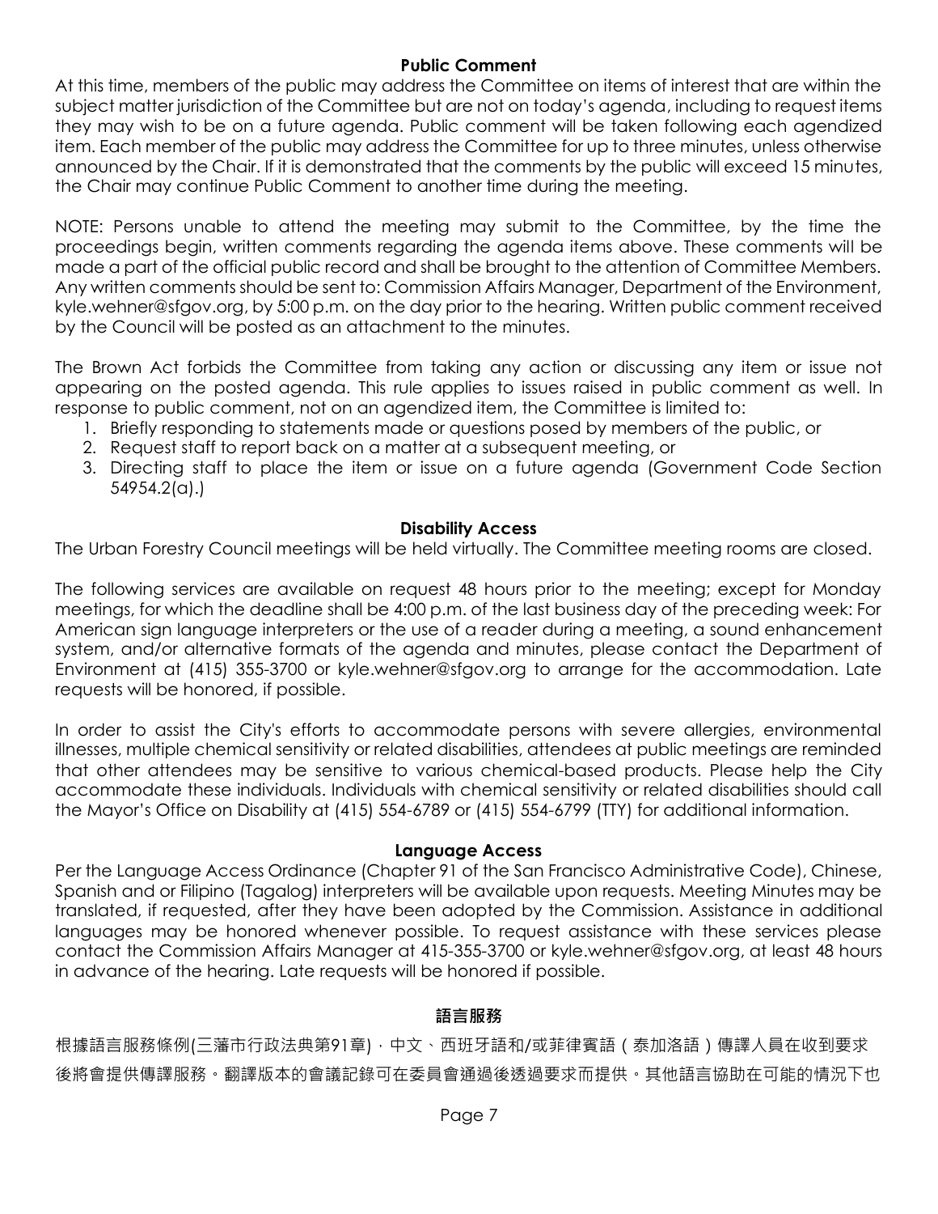### Public Comment

At this time, members of the public may address the Committee on items of interest that are within the subject matter jurisdiction of the Committee but are not on today's agenda, including to request items they may wish to be on a future agenda. Public comment will be taken following each agendized item. Each member of the public may address the Committee for up to three minutes, unless otherwise announced by the Chair. If it is demonstrated that the comments by the public will exceed 15 minutes, the Chair may continue Public Comment to another time during the meeting.

NOTE: Persons unable to attend the meeting may submit to the Committee, by the time the proceedings begin, written comments regarding the agenda items above. These comments will be made a part of the official public record and shall be brought to the attention of Committee Members. Any written comments should be sent to: Commission Affairs Manager, Department of the Environment, kyle.wehner@sfgov.org, by 5:00 p.m. on the day prior to the hearing. Written public comment received by the Council will be posted as an attachment to the minutes.

The Brown Act forbids the Committee from taking any action or discussing any item or issue not appearing on the posted agenda. This rule applies to issues raised in public comment as well. In response to public comment, not on an agendized item, the Committee is limited to:

1. Briefly responding to statements made or questions posed by members of the public, or
2. Request staff to report back on a matter at a subsequent meeting, or
3. Directing staff to place the item or issue on a future agenda (Government Code Section 54954.2(a).)

### Disability Access

The Urban Forestry Council meetings will be held virtually. The Committee meeting rooms are closed.

The following services are available on request 48 hours prior to the meeting; except for Monday meetings, for which the deadline shall be 4:00 p.m. of the last business day of the preceding week: For American sign language interpreters or the use of a reader during a meeting, a sound enhancement system, and/or alternative formats of the agenda and minutes, please contact the Department of Environment at (415) 355-3700 or kyle.wehner@sfgov.org to arrange for the accommodation. Late requests will be honored, if possible.

In order to assist the City's efforts to accommodate persons with severe allergies, environmental illnesses, multiple chemical sensitivity or related disabilities, attendees at public meetings are reminded that other attendees may be sensitive to various chemical-based products. Please help the City accommodate these individuals. Individuals with chemical sensitivity or related disabilities should call the Mayor's Office on Disability at (415) 554-6789 or (415) 554-6799 (TTY) for additional information.

### Language Access

Per the Language Access Ordinance (Chapter 91 of the San Francisco Administrative Code), Chinese, Spanish and or Filipino (Tagalog) interpreters will be available upon requests. Meeting Minutes may be translated, if requested, after they have been adopted by the Commission. Assistance in additional languages may be honored whenever possible. To request assistance with these services please contact the Commission Affairs Manager at 415-355-3700 or kyle.wehner@sfgov.org, at least 48 hours in advance of the hearing. Late requests will be honored if possible.

### 語言服務

根據語言服務條例(三藩市行政法典第91章)，中文、西班牙語和/或菲律賓語（泰加洛語）傳譯人員在收到要求後將會提供傳譯服務。翻譯版本的會議記錄可在委員會通過後透過要求而提供。其他語言協助在可能的情況下也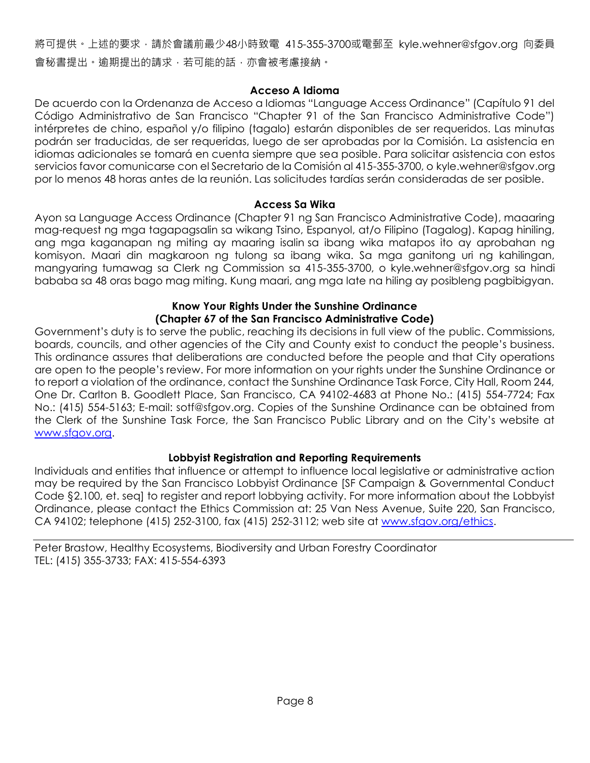將可提供。上述的要求，請於會議前最少48小時致電 415-355-3700或電郵至 kyle.wehner@sfgov.org 向委員會秘書提出。逾期提出的請求，若可能的話，亦會被考慮接納。

### Acceso A Idioma

De acuerdo con la Ordenanza de Acceso a Idiomas "Language Access Ordinance" (Capítulo 91 del Código Administrativo de San Francisco "Chapter 91 of the San Francisco Administrative Code") intérpretes de chino, español y/o filipino (tagalo) estarán disponibles de ser requeridos. Las minutas podrán ser traducidas, de ser requeridas, luego de ser aprobadas por la Comisión. La asistencia en idiomas adicionales se tomará en cuenta siempre que sea posible. Para solicitar asistencia con estos servicios favor comunicarse con el Secretario de la Comisión al 415-355-3700, o kyle.wehner@sfgov.org por lo menos 48 horas antes de la reunión. Las solicitudes tardías serán consideradas de ser posible.

### Access Sa Wika

Ayon sa Language Access Ordinance (Chapter 91 ng San Francisco Administrative Code), maaaring mag-request ng mga tagapagsalin sa wikang Tsino, Espanyol, at/o Filipino (Tagalog). Kapag hiniling, ang mga kaganapan ng miting ay maaring isalin sa ibang wika matapos ito ay aprobahan ng komisyon. Maari din magkaroon ng tulong sa ibang wika. Sa mga ganitong uri ng kahilingan, mangyaring tumawag sa Clerk ng Commission sa 415-355-3700, o kyle.wehner@sfgov.org sa hindi bababa sa 48 oras bago mag miting. Kung maari, ang mga late na hiling ay posibleng pagbibigyan.

### Know Your Rights Under the Sunshine Ordinance (Chapter 67 of the San Francisco Administrative Code)

Government's duty is to serve the public, reaching its decisions in full view of the public. Commissions, boards, councils, and other agencies of the City and County exist to conduct the people's business. This ordinance assures that deliberations are conducted before the people and that City operations are open to the people's review. For more information on your rights under the Sunshine Ordinance or to report a violation of the ordinance, contact the Sunshine Ordinance Task Force, City Hall, Room 244, One Dr. Carlton B. Goodlett Place, San Francisco, CA 94102-4683 at Phone No.: (415) 554-7724; Fax No.: (415) 554-5163; E-mail: sotf@sfgov.org. Copies of the Sunshine Ordinance can be obtained from the Clerk of the Sunshine Task Force, the San Francisco Public Library and on the City's website at www.sfgov.org.

### Lobbyist Registration and Reporting Requirements

Individuals and entities that influence or attempt to influence local legislative or administrative action may be required by the San Francisco Lobbyist Ordinance [SF Campaign & Governmental Conduct Code §2.100, et. seq] to register and report lobbying activity. For more information about the Lobbyist Ordinance, please contact the Ethics Commission at: 25 Van Ness Avenue, Suite 220, San Francisco, CA 94102; telephone (415) 252-3100, fax (415) 252-3112; web site at www.sfgov.org/ethics.

---

Peter Brastow, Healthy Ecosystems, Biodiversity and Urban Forestry Coordinator
TEL: (415) 355-3733; FAX: 415-554-6393